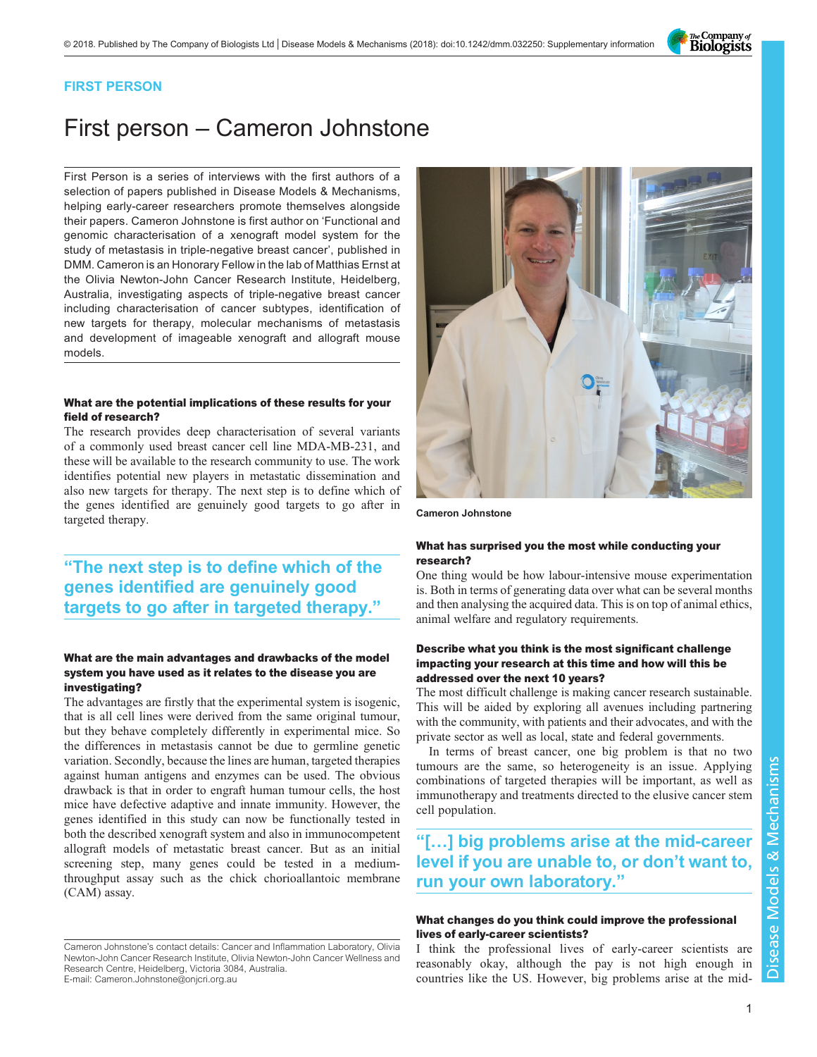FIRST PERSON

# First person – Cameron Johnstone

First Person is a series of interviews with the first authors of a selection of papers published in Disease Models & Mechanisms, helping early-career researchers promote themselves alongside their papers. Cameron Johnstone is first author on 'Functional and genomic characterisation of a xenograft model system for the study of metastasis in triple-negative breast cancer', published in DMM. Cameron is an Honorary Fellow in the lab of Matthias Ernst at the Olivia Newton-John Cancer Research Institute, Heidelberg, Australia, investigating aspects of triple-negative breast cancer including characterisation of cancer subtypes, identification of new targets for therapy, molecular mechanisms of metastasis and development of imageable xenograft and allograft mouse models.

Cameron Johnstone

### What are the potential implications of these results for your field of research?

The research provides deep characterisation of several variants of a commonly used breast cancer cell line MDA-MB-231, and these will be available to the research community to use. The work identifies potential new players in metastatic dissemination and also new targets for therapy. The next step is to define which of the genes identified are genuinely good targets to go after in targeted therapy.

> "The next step is to define which of the genes identified are genuinely good targets to go after in targeted therapy."

### What are the main advantages and drawbacks of the model system you have used as it relates to the disease you are investigating?

The advantages are firstly that the experimental system is isogenic, that is all cell lines were derived from the same original tumour, but they behave completely differently in experimental mice. So the differences in metastasis cannot be due to germline genetic variation. Secondly, because the lines are human, targeted therapies against human antigens and enzymes can be used. The obvious drawback is that in order to engraft human tumour cells, the host mice have defective adaptive and innate immunity. However, the genes identified in this study can now be functionally tested in both the described xenograft system and also in immunocompetent allograft models of metastatic breast cancer. But as an initial screening step, many genes could be tested in a medium-throughput assay such as the chick chorioallantoic membrane (CAM) assay.

### What has surprised you the most while conducting your research?

One thing would be how labour-intensive mouse experimentation is. Both in terms of generating data over what can be several months and then analysing the acquired data. This is on top of animal ethics, animal welfare and regulatory requirements.

### Describe what you think is the most significant challenge impacting your research at this time and how will this be addressed over the next 10 years?

The most difficult challenge is making cancer research sustainable. This will be aided by exploring all avenues including partnering with the community, with patients and their advocates, and with the private sector as well as local, state and federal governments.

In terms of breast cancer, one big problem is that no two tumours are the same, so heterogeneity is an issue. Applying combinations of targeted therapies will be important, as well as immunotherapy and treatments directed to the elusive cancer stem cell population.

> "[…] big problems arise at the mid-career level if you are unable to, or don't want to, run your own laboratory."

### What changes do you think could improve the professional lives of early-career scientists?

I think the professional lives of early-career scientists are reasonably okay, although the pay is not high enough in countries like the US. However, big problems arise at the mid-

Cameron Johnstone's contact details: Cancer and Inflammation Laboratory, Olivia Newton-John Cancer Research Institute, Olivia Newton-John Cancer Wellness and Research Centre, Heidelberg, Victoria 3084, Australia.
E-mail: Cameron.Johnstone@onjcri.org.au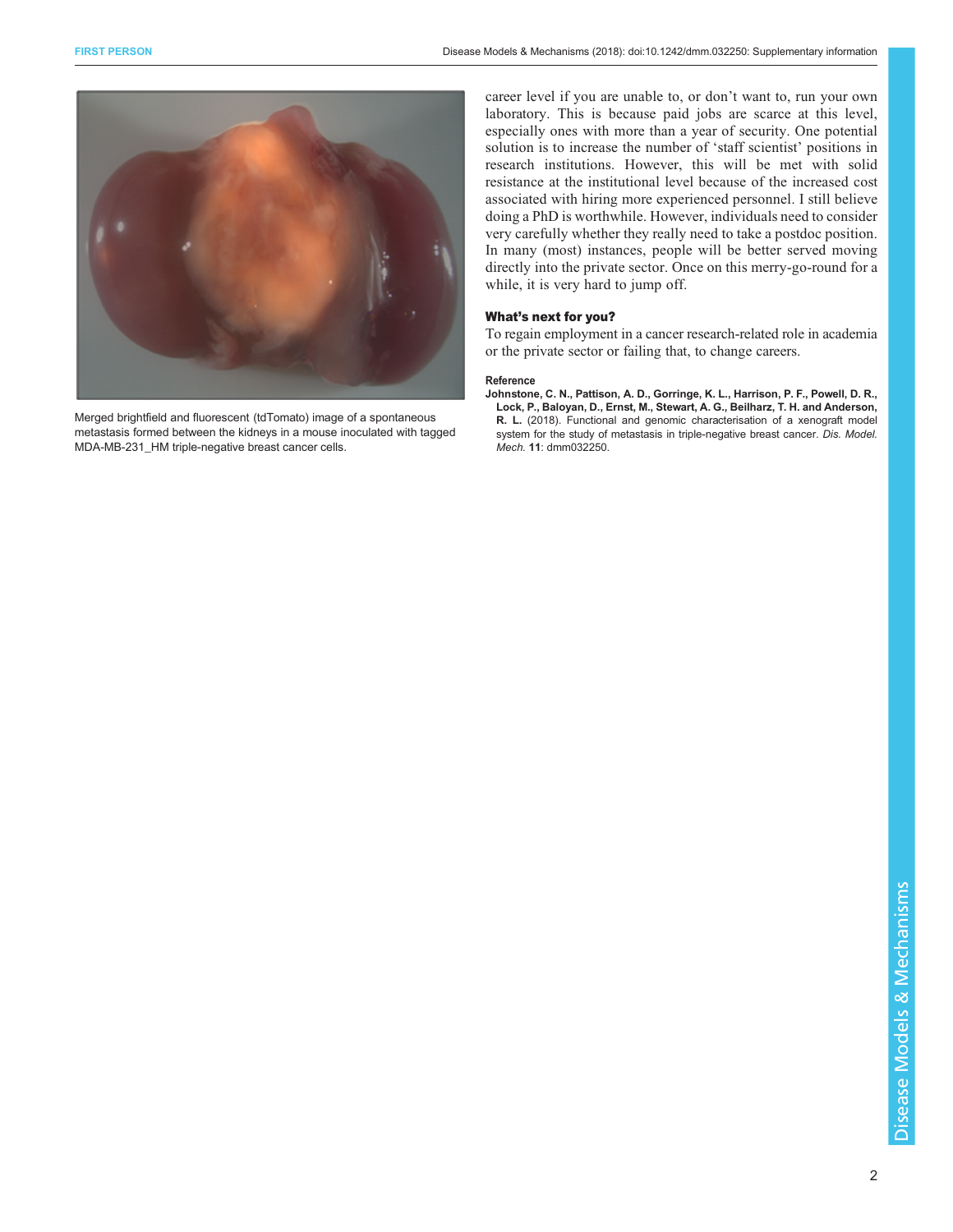Merged brightfield and fluorescent (tdTomato) image of a spontaneous metastasis formed between the kidneys in a mouse inoculated with tagged MDA-MB-231_HM triple-negative breast cancer cells.

career level if you are unable to, or don't want to, run your own laboratory. This is because paid jobs are scarce at this level, especially ones with more than a year of security. One potential solution is to increase the number of 'staff scientist' positions in research institutions. However, this will be met with solid resistance at the institutional level because of the increased cost associated with hiring more experienced personnel. I still believe doing a PhD is worthwhile. However, individuals need to consider very carefully whether they really need to take a postdoc position. In many (most) instances, people will be better served moving directly into the private sector. Once on this merry-go-round for a while, it is very hard to jump off.

### What's next for you?

To regain employment in a cancer research-related role in academia or the private sector or failing that, to change careers.

#### Reference

**Johnstone, C. N., Pattison, A. D., Gorringe, K. L., Harrison, P. F., Powell, D. R., Lock, P., Baloyan, D., Ernst, M., Stewart, A. G., Beilharz, T. H. and Anderson, R. L.** (2018). Functional and genomic characterisation of a xenograft model system for the study of metastasis in triple-negative breast cancer. *Dis. Model. Mech.* **11**: dmm032250.